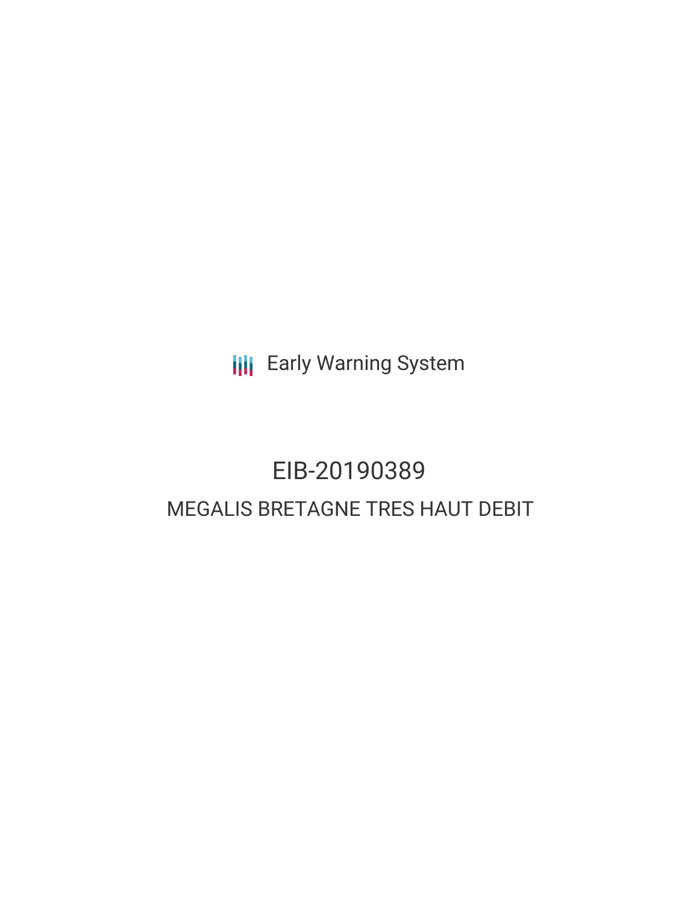Early Warning System

# EIB-20190389

## MEGALIS BRETAGNE TRES HAUT DEBIT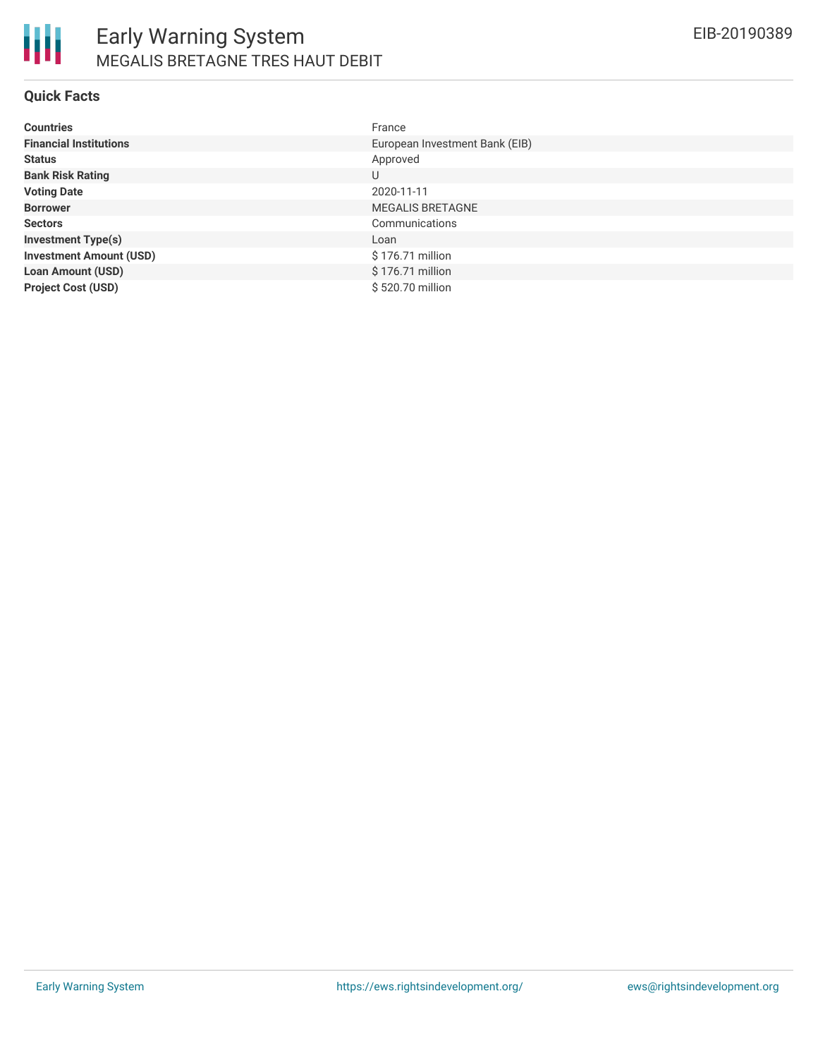# Early Warning System

## MEGALIS BRETAGNE TRES HAUT DEBIT

EIB-20190389

### Quick Facts

| | |
|---|---|
| **Countries** | France |
| **Financial Institutions** | European Investment Bank (EIB) |
| **Status** | Approved |
| **Bank Risk Rating** | U |
| **Voting Date** | 2020-11-11 |
| **Borrower** | MEGALIS BRETAGNE |
| **Sectors** | Communications |
| **Investment Type(s)** | Loan |
| **Investment Amount (USD)** | $ 176.71 million |
| **Loan Amount (USD)** | $ 176.71 million |
| **Project Cost (USD)** | $ 520.70 million |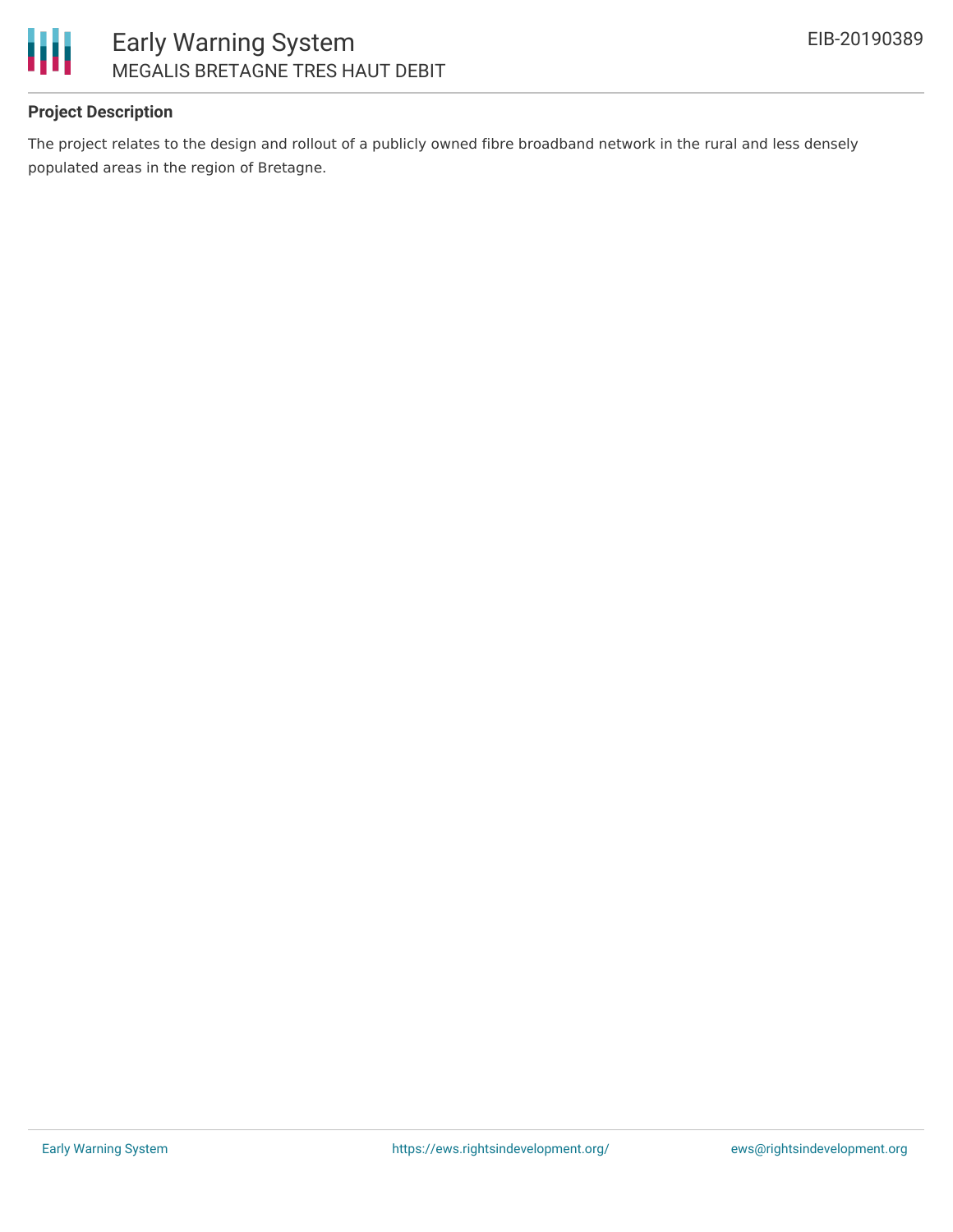### Project Description

The project relates to the design and rollout of a publicly owned fibre broadband network in the rural and less densely populated areas in the region of Bretagne.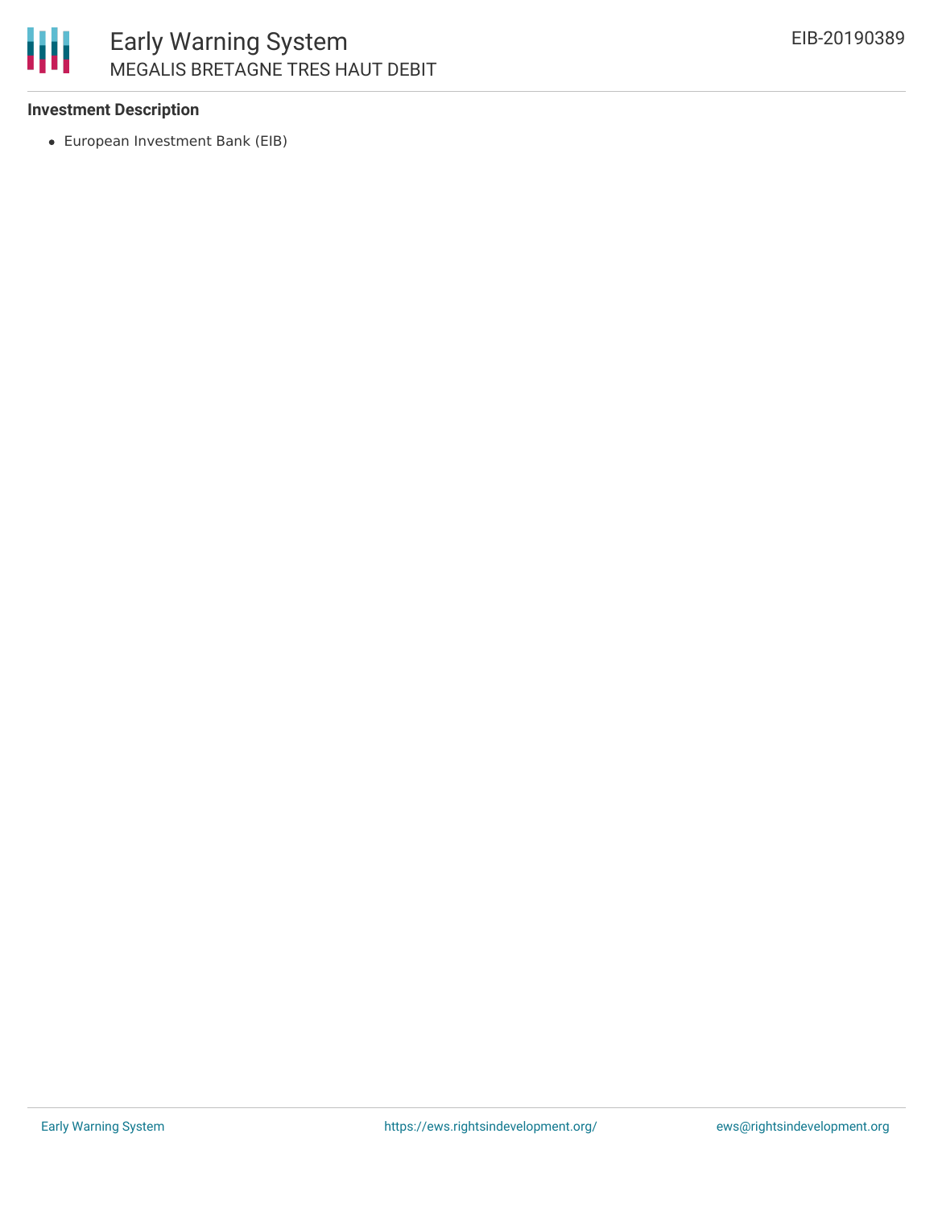**Investment Description**

- European Investment Bank (EIB)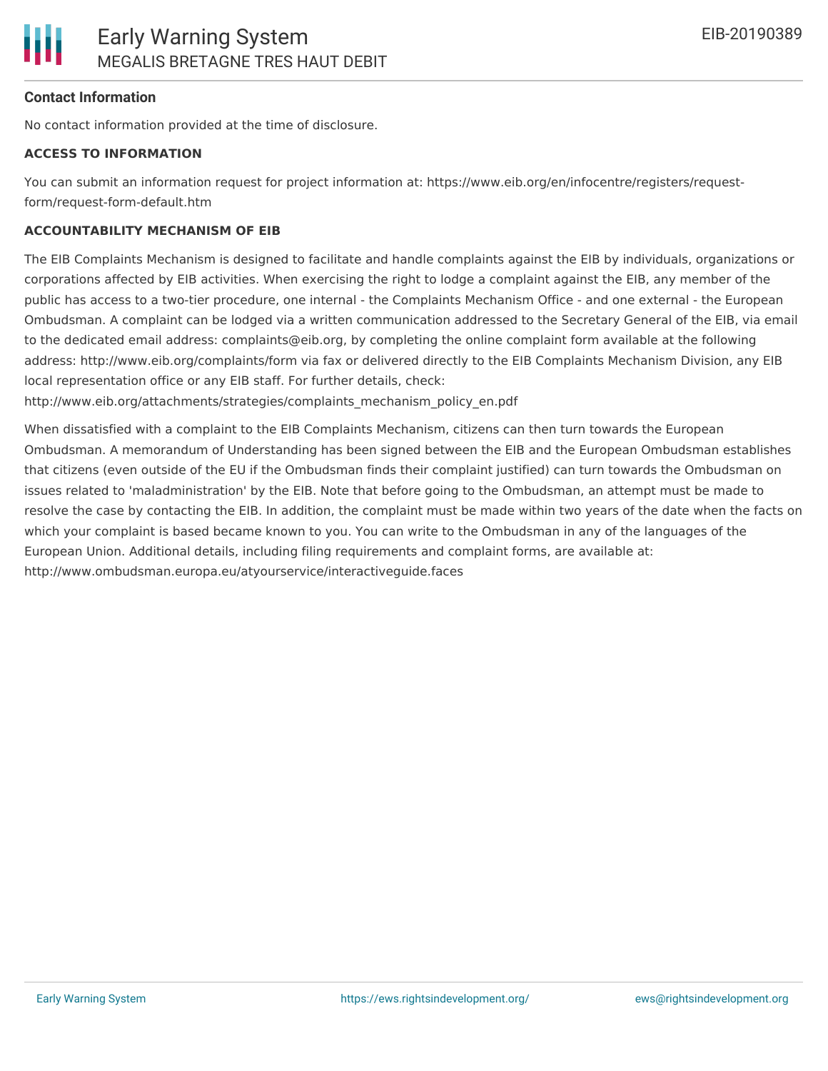**Contact Information**

No contact information provided at the time of disclosure.

**ACCESS TO INFORMATION**

You can submit an information request for project information at: https://www.eib.org/en/infocentre/registers/request-form/request-form-default.htm

**ACCOUNTABILITY MECHANISM OF EIB**

The EIB Complaints Mechanism is designed to facilitate and handle complaints against the EIB by individuals, organizations or corporations affected by EIB activities. When exercising the right to lodge a complaint against the EIB, any member of the public has access to a two-tier procedure, one internal - the Complaints Mechanism Office - and one external - the European Ombudsman. A complaint can be lodged via a written communication addressed to the Secretary General of the EIB, via email to the dedicated email address: complaints@eib.org, by completing the online complaint form available at the following address: http://www.eib.org/complaints/form via fax or delivered directly to the EIB Complaints Mechanism Division, any EIB local representation office or any EIB staff. For further details, check: http://www.eib.org/attachments/strategies/complaints_mechanism_policy_en.pdf

When dissatisfied with a complaint to the EIB Complaints Mechanism, citizens can then turn towards the European Ombudsman. A memorandum of Understanding has been signed between the EIB and the European Ombudsman establishes that citizens (even outside of the EU if the Ombudsman finds their complaint justified) can turn towards the Ombudsman on issues related to 'maladministration' by the EIB. Note that before going to the Ombudsman, an attempt must be made to resolve the case by contacting the EIB. In addition, the complaint must be made within two years of the date when the facts on which your complaint is based became known to you. You can write to the Ombudsman in any of the languages of the European Union. Additional details, including filing requirements and complaint forms, are available at: http://www.ombudsman.europa.eu/atyourservice/interactiveguide.faces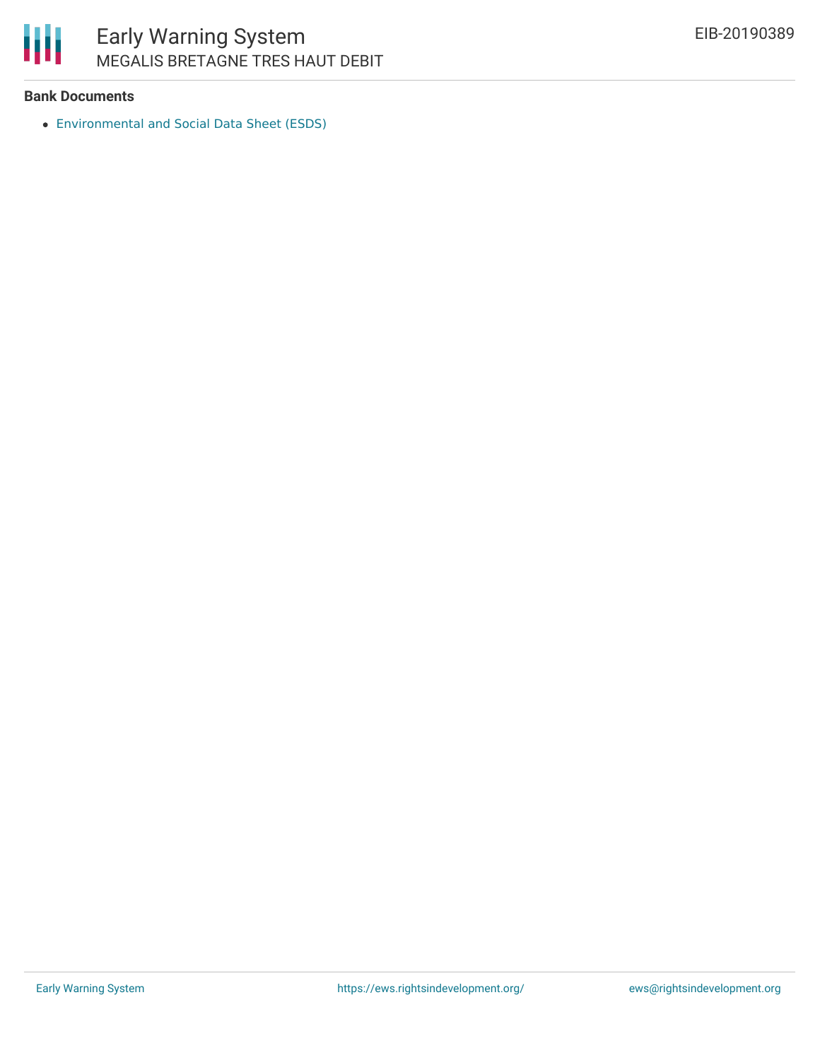**Bank Documents**

- Environmental and Social Data Sheet (ESDS)